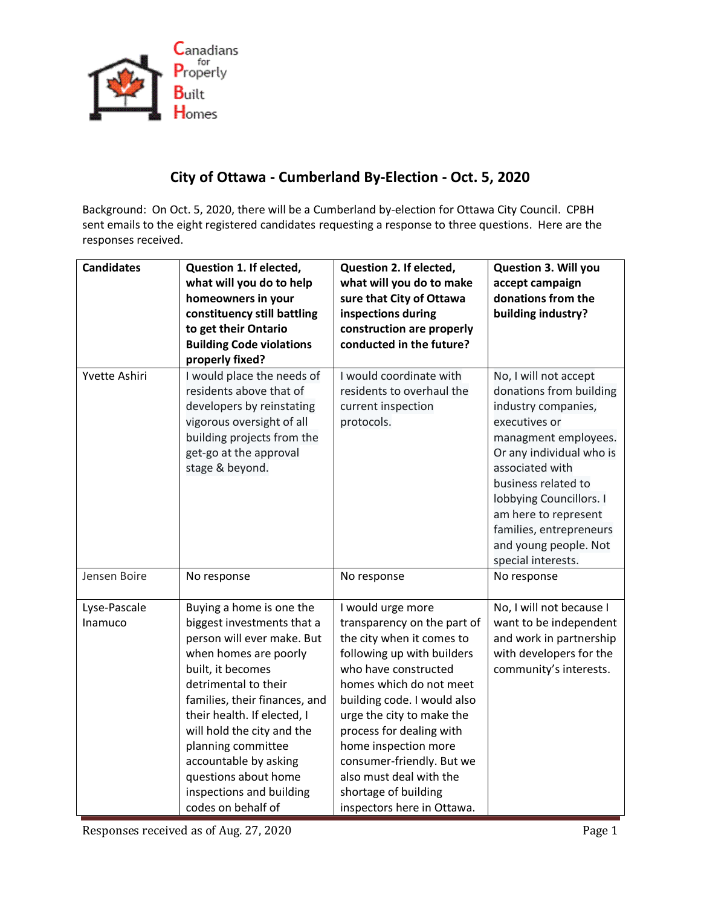Canadians for Properly Built Homes

# City of Ottawa - Cumberland By-Election - Oct. 5, 2020

Background: On Oct. 5, 2020, there will be a Cumberland by-election for Ottawa City Council. CPBH sent emails to the eight registered candidates requesting a response to three questions. Here are the responses received.

| Candidates | Question 1. If elected, what will you do to help homeowners in your constituency still battling to get their Ontario Building Code violations properly fixed? | Question 2. If elected, what will you do to make sure that City of Ottawa inspections during construction are properly conducted in the future? | Question 3. Will you accept campaign donations from the building industry? |
|---|---|---|---|
| Yvette Ashiri | I would place the needs of residents above that of developers by reinstating vigorous oversight of all building projects from the get-go at the approval stage & beyond. | I would coordinate with residents to overhaul the current inspection protocols. | No, I will not accept donations from building industry companies, executives or managment employees. Or any individual who is associated with business related to lobbying Councillors. I am here to represent families, entrepreneurs and young people. Not special interests. |
| Jensen Boire | No response | No response | No response |
| Lyse-Pascale Inamuco | Buying a home is one the biggest investments that a person will ever make. But when homes are poorly built, it becomes detrimental to their families, their finances, and their health. If elected, I will hold the city and the planning committee accountable by asking questions about home inspections and building codes on behalf of | I would urge more transparency on the part of the city when it comes to following up with builders who have constructed homes which do not meet building code. I would also urge the city to make the process for dealing with home inspection more consumer-friendly. But we also must deal with the shortage of building inspectors here in Ottawa. | No, I will not because I want to be independent and work in partnership with developers for the community's interests. |

Responses received as of Aug. 27, 2020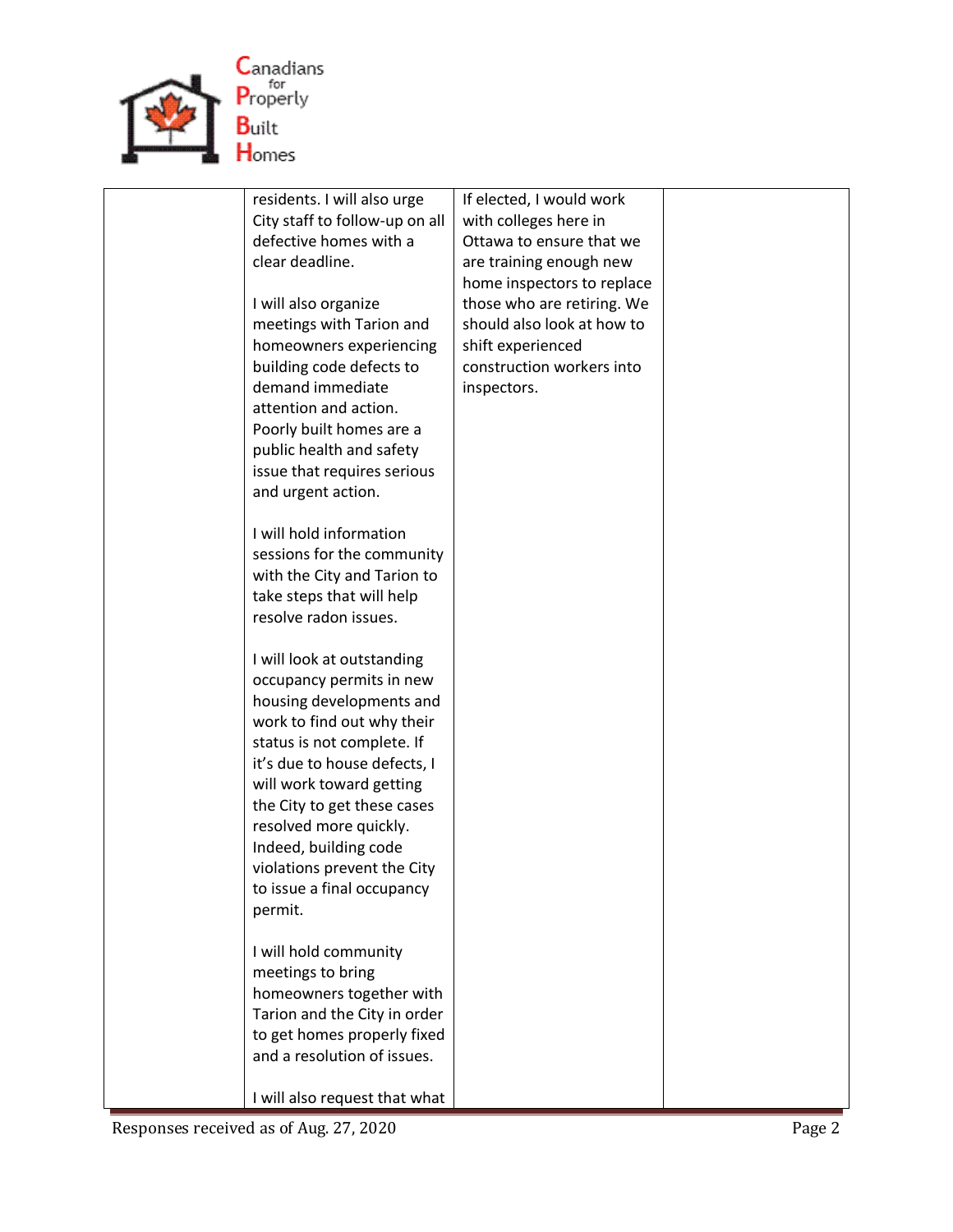| | | | |
|---|---|---|---|
| | residents. I will also urge City staff to follow-up on all defective homes with a clear deadline.<br><br>I will also organize meetings with Tarion and homeowners experiencing building code defects to demand immediate attention and action. Poorly built homes are a public health and safety issue that requires serious and urgent action.<br><br>I will hold information sessions for the community with the City and Tarion to take steps that will help resolve radon issues.<br><br>I will look at outstanding occupancy permits in new housing developments and work to find out why their status is not complete. If it's due to house defects, I will work toward getting the City to get these cases resolved more quickly. Indeed, building code violations prevent the City to issue a final occupancy permit.<br><br>I will hold community meetings to bring homeowners together with Tarion and the City in order to get homes properly fixed and a resolution of issues.<br><br>I will also request that what | If elected, I would work with colleges here in Ottawa to ensure that we are training enough new home inspectors to replace those who are retiring. We should also look at how to shift experienced construction workers into inspectors. | |

Responses received as of Aug. 27, 2020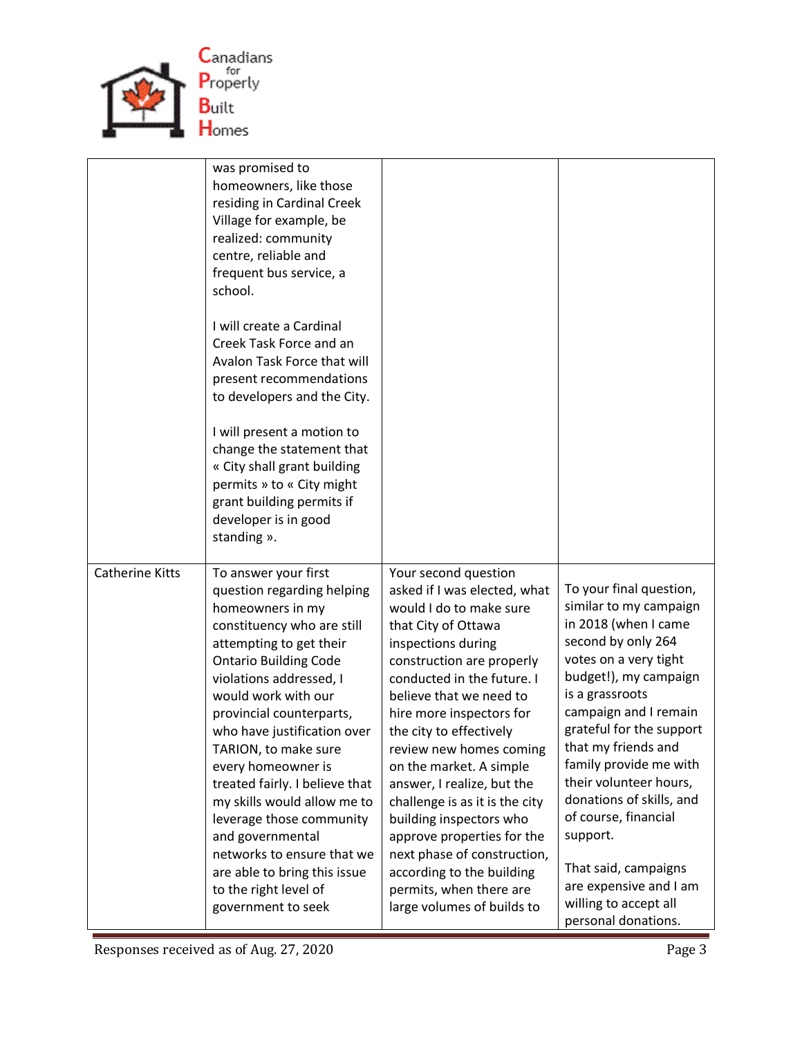| | | | |
|---|---|---|---|
| | was promised to homeowners, like those residing in Cardinal Creek Village for example, be realized: community centre, reliable and frequent bus service, a school.<br><br>I will create a Cardinal Creek Task Force and an Avalon Task Force that will present recommendations to developers and the City.<br><br>I will present a motion to change the statement that « City shall grant building permits » to « City might grant building permits if developer is in good standing ». | | |
| Catherine Kitts | To answer your first question regarding helping homeowners in my constituency who are still attempting to get their Ontario Building Code violations addressed, I would work with our provincial counterparts, who have justification over TARION, to make sure every homeowner is treated fairly. I believe that my skills would allow me to leverage those community and governmental networks to ensure that we are able to bring this issue to the right level of government to seek | Your second question asked if I was elected, what would I do to make sure that City of Ottawa inspections during construction are properly conducted in the future. I believe that we need to hire more inspectors for the city to effectively review new homes coming on the market. A simple answer, I realize, but the challenge is as it is the city building inspectors who approve properties for the next phase of construction, according to the building permits, when there are large volumes of builds to | To your final question, similar to my campaign in 2018 (when I came second by only 264 votes on a very tight budget!), my campaign is a grassroots campaign and I remain grateful for the support that my friends and family provide me with their volunteer hours, donations of skills, and of course, financial support.<br><br>That said, campaigns are expensive and I am willing to accept all personal donations. |

Responses received as of Aug. 27, 2020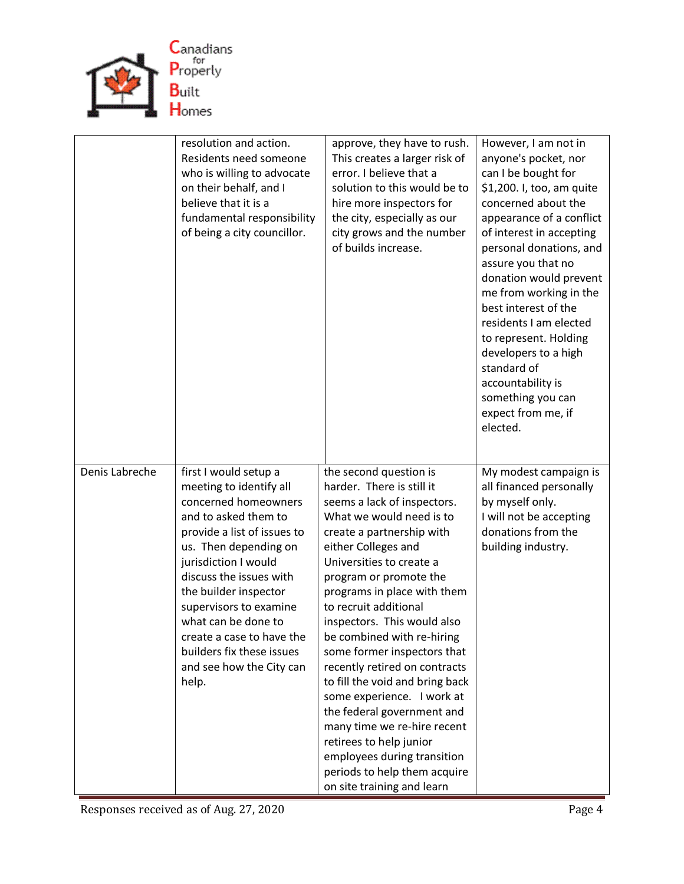| | | | |
|---|---|---|---|
| | resolution and action. Residents need someone who is willing to advocate on their behalf, and I believe that it is a fundamental responsibility of being a city councillor. | approve, they have to rush. This creates a larger risk of error. I believe that a solution to this would be to hire more inspectors for the city, especially as our city grows and the number of builds increase. | However, I am not in anyone's pocket, nor can I be bought for $1,200. I, too, am quite concerned about the appearance of a conflict of interest in accepting personal donations, and assure you that no donation would prevent me from working in the best interest of the residents I am elected to represent. Holding developers to a high standard of accountability is something you can expect from me, if elected. |
| Denis Labreche | first I would setup a meeting to identify all concerned homeowners and to asked them to provide a list of issues to us. Then depending on jurisdiction I would discuss the issues with the builder inspector supervisors to examine what can be done to create a case to have the builders fix these issues and see how the City can help. | the second question is harder. There is still it seems a lack of inspectors. What we would need is to create a partnership with either Colleges and Universities to create a program or promote the programs in place with them to recruit additional inspectors. This would also be combined with re-hiring some former inspectors that recently retired on contracts to fill the void and bring back some experience. I work at the federal government and many time we re-hire recent retirees to help junior employees during transition periods to help them acquire on site training and learn | My modest campaign is all financed personally by myself only. I will not be accepting donations from the building industry. |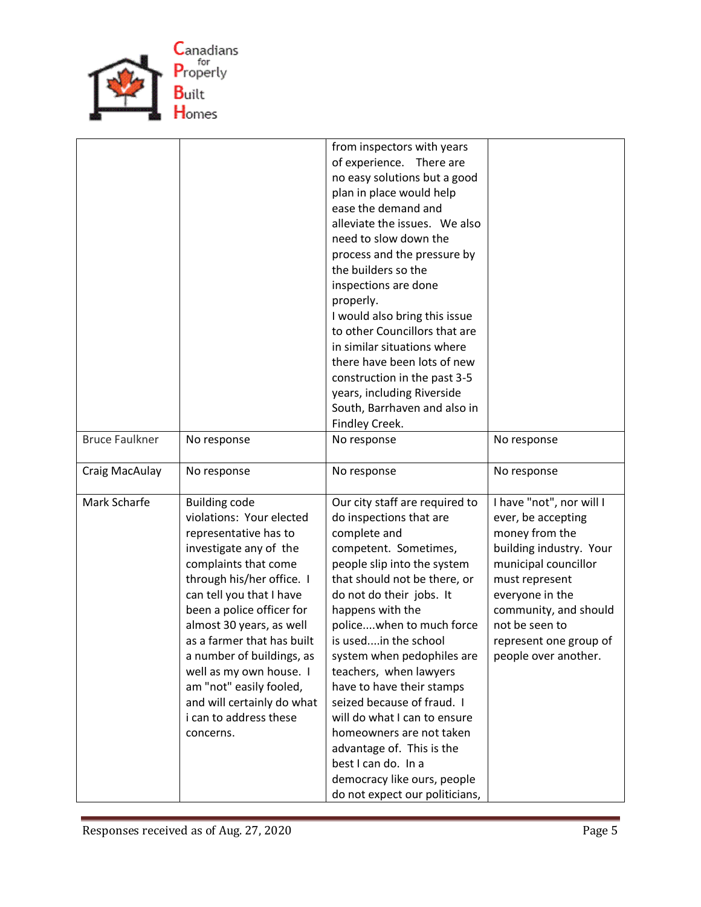Canadians for Properly Built Homes

| | | | |
|---|---|---|---|
| | | from inspectors with years of experience. There are no easy solutions but a good plan in place would help ease the demand and alleviate the issues. We also need to slow down the process and the pressure by the builders so the inspections are done properly.<br>I would also bring this issue to other Councillors that are in similar situations where there have been lots of new construction in the past 3-5 years, including Riverside South, Barrhaven and also in Findley Creek. | |
| Bruce Faulkner | No response | No response | No response |
| Craig MacAulay | No response | No response | No response |
| Mark Scharfe | Building code violations: Your elected representative has to investigate any of the complaints that come through his/her office. I can tell you that I have been a police officer for almost 30 years, as well as a farmer that has built a number of buildings, as well as my own house. I am "not" easily fooled, and will certainly do what i can to address these concerns. | Our city staff are required to do inspections that are complete and competent. Sometimes, people slip into the system that should not be there, or do not do their jobs. It happens with the police....when to much force is used....in the school system when pedophiles are teachers, when lawyers have to have their stamps seized because of fraud. I will do what I can to ensure homeowners are not taken advantage of. This is the best I can do. In a democracy like ours, people do not expect our politicians, | I have "not", nor will I ever, be accepting money from the building industry. Your municipal councillor must represent everyone in the community, and should not be seen to represent one group of people over another. |

Responses received as of Aug. 27, 2020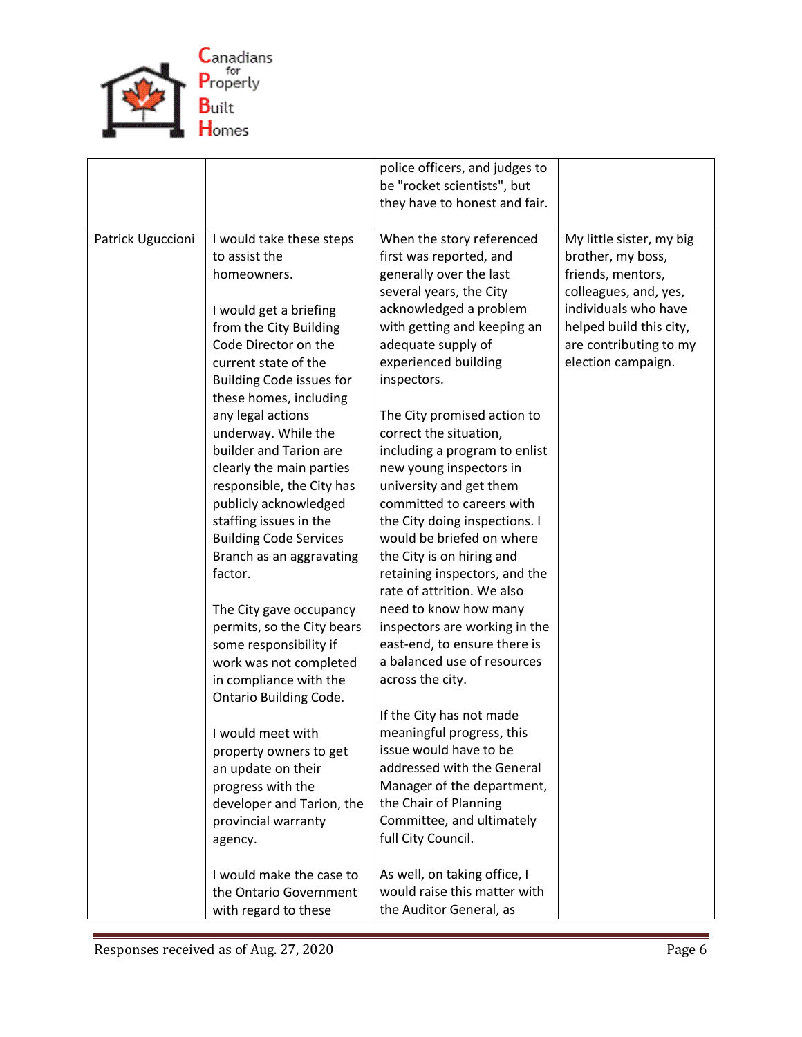Canadians for Properly Built Homes

| | | | |
|---|---|---|---|
| | | police officers, and judges to be "rocket scientists", but they have to honest and fair. | |
| Patrick Uguccioni | I would take these steps to assist the homeowners.<br><br>I would get a briefing from the City Building Code Director on the current state of the Building Code issues for these homes, including any legal actions underway. While the builder and Tarion are clearly the main parties responsible, the City has publicly acknowledged staffing issues in the Building Code Services Branch as an aggravating factor.<br><br>The City gave occupancy permits, so the City bears some responsibility if work was not completed in compliance with the Ontario Building Code.<br><br>I would meet with property owners to get an update on their progress with the developer and Tarion, the provincial warranty agency.<br><br>I would make the case to the Ontario Government with regard to these | When the story referenced first was reported, and generally over the last several years, the City acknowledged a problem with getting and keeping an adequate supply of experienced building inspectors.<br><br>The City promised action to correct the situation, including a program to enlist new young inspectors in university and get them committed to careers with the City doing inspections. I would be briefed on where the City is on hiring and retaining inspectors, and the rate of attrition. We also need to know how many inspectors are working in the east-end, to ensure there is a balanced use of resources across the city.<br><br>If the City has not made meaningful progress, this issue would have to be addressed with the General Manager of the department, the Chair of Planning Committee, and ultimately full City Council.<br><br>As well, on taking office, I would raise this matter with the Auditor General, as | My little sister, my big brother, my boss, friends, mentors, colleagues, and, yes, individuals who have helped build this city, are contributing to my election campaign. |

Responses received as of Aug. 27, 2020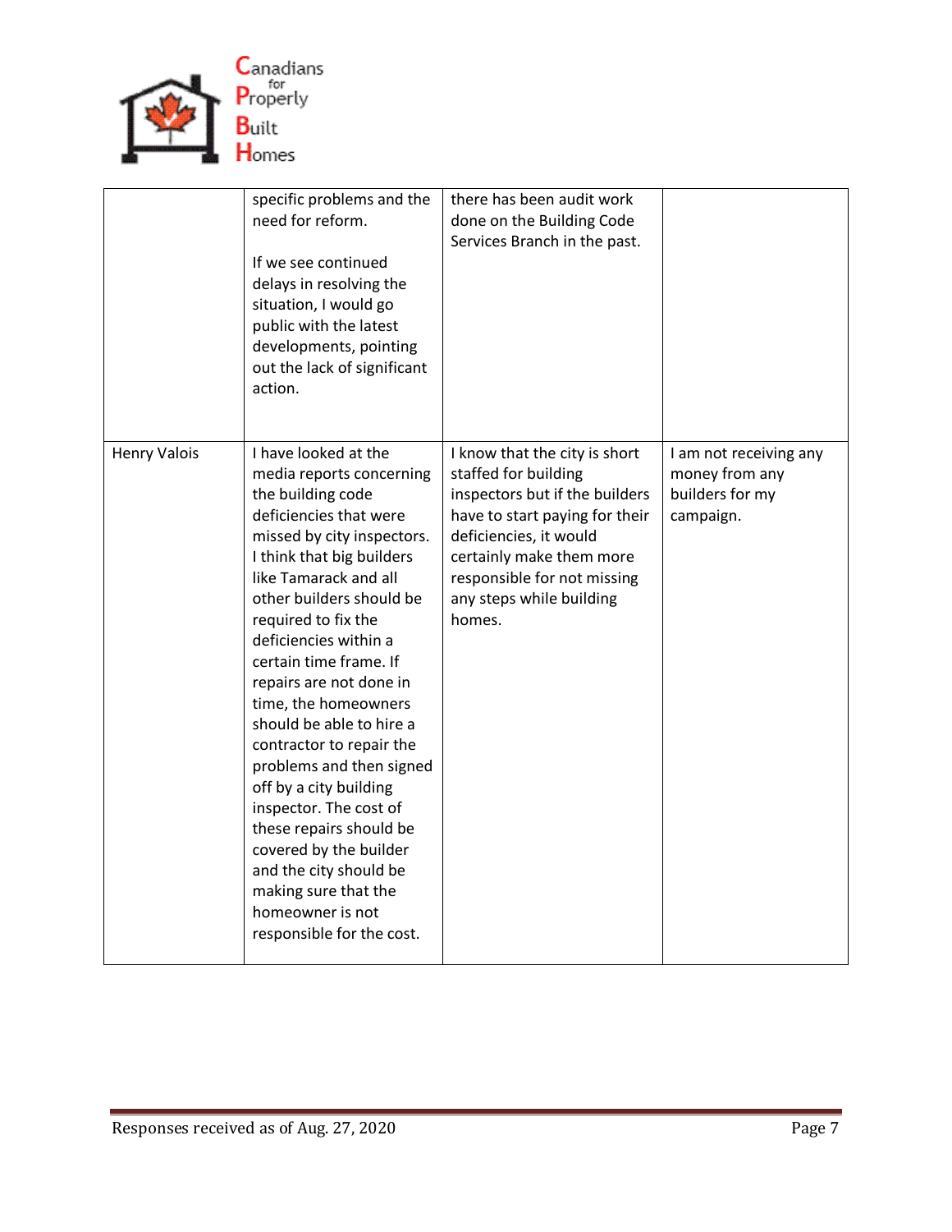| | | | |
|---|---|---|---|
| | specific problems and the need for reform.<br><br>If we see continued delays in resolving the situation, I would go public with the latest developments, pointing out the lack of significant action. | there has been audit work done on the Building Code Services Branch in the past. | |
| Henry Valois | I have looked at the media reports concerning the building code deficiencies that were missed by city inspectors. I think that big builders like Tamarack and all other builders should be required to fix the deficiencies within a certain time frame. If repairs are not done in time, the homeowners should be able to hire a contractor to repair the problems and then signed off by a city building inspector. The cost of these repairs should be covered by the builder and the city should be making sure that the homeowner is not responsible for the cost. | I know that the city is short staffed for building inspectors but if the builders have to start paying for their deficiencies, it would certainly make them more responsible for not missing any steps while building homes. | I am not receiving any money from any builders for my campaign. |